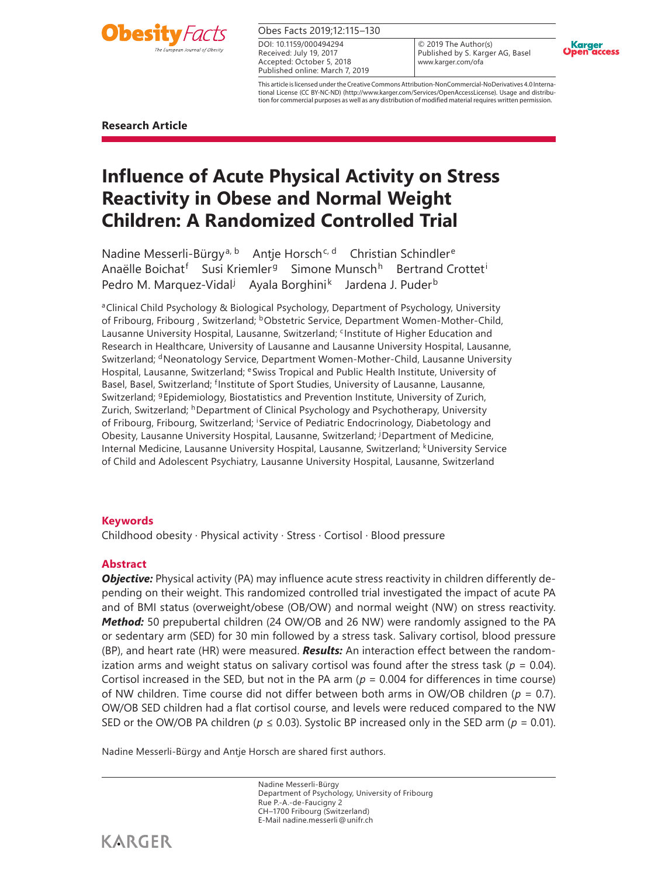Research Article

# Influence of Acute Physical Activity on Stress Reactivity in Obese and Normal Weight Children: A Randomized Controlled Trial

Nadine Messerli-Bürgy[a, b] Antje Horsch[c, d] Christian Schindler[e] Anaëlle Boichat[f] Susi Kriemler[g] Simone Munsch[h] Bertrand Crottet[i] Pedro M. Marquez-Vidal[j] Ayala Borghini[k] Jardena J. Puder[b]

[a]Clinical Child Psychology & Biological Psychology, Department of Psychology, University of Fribourg, Fribourg , Switzerland; [b]Obstetric Service, Department Women-Mother-Child, Lausanne University Hospital, Lausanne, Switzerland; [c]Institute of Higher Education and Research in Healthcare, University of Lausanne and Lausanne University Hospital, Lausanne, Switzerland; [d]Neonatology Service, Department Women-Mother-Child, Lausanne University Hospital, Lausanne, Switzerland; [e]Swiss Tropical and Public Health Institute, University of Basel, Basel, Switzerland; [f]Institute of Sport Studies, University of Lausanne, Lausanne, Switzerland; [g]Epidemiology, Biostatistics and Prevention Institute, University of Zurich, Zurich, Switzerland; [h]Department of Clinical Psychology and Psychotherapy, University of Fribourg, Fribourg, Switzerland; [i]Service of Pediatric Endocrinology, Diabetology and Obesity, Lausanne University Hospital, Lausanne, Switzerland; [j]Department of Medicine, Internal Medicine, Lausanne University Hospital, Lausanne, Switzerland; [k]University Service of Child and Adolescent Psychiatry, Lausanne University Hospital, Lausanne, Switzerland

## Keywords

Childhood obesity · Physical activity · Stress · Cortisol · Blood pressure

## Abstract

***Objective:*** Physical activity (PA) may influence acute stress reactivity in children differently depending on their weight. This randomized controlled trial investigated the impact of acute PA and of BMI status (overweight/obese (OB/OW) and normal weight (NW) on stress reactivity. ***Method:*** 50 prepubertal children (24 OW/OB and 26 NW) were randomly assigned to the PA or sedentary arm (SED) for 30 min followed by a stress task. Salivary cortisol, blood pressure (BP), and heart rate (HR) were measured. ***Results:*** An interaction effect between the randomization arms and weight status on salivary cortisol was found after the stress task ($p$ = 0.04). Cortisol increased in the SED, but not in the PA arm ($p$ = 0.004 for differences in time course) of NW children. Time course did not differ between both arms in OW/OB children ($p$ = 0.7). OW/OB SED children had a flat cortisol course, and levels were reduced compared to the NW SED or the OW/OB PA children ($p \leq 0.03$). Systolic BP increased only in the SED arm ($p$ = 0.01).

Nadine Messerli-Bürgy and Antje Horsch are shared first authors.

Nadine Messerli-Bürgy
Department of Psychology, University of Fribourg
Rue P.-A.-de-Faucigny 2
CH–1700 Fribourg (Switzerland)
E-Mail nadine.messerli@unifr.ch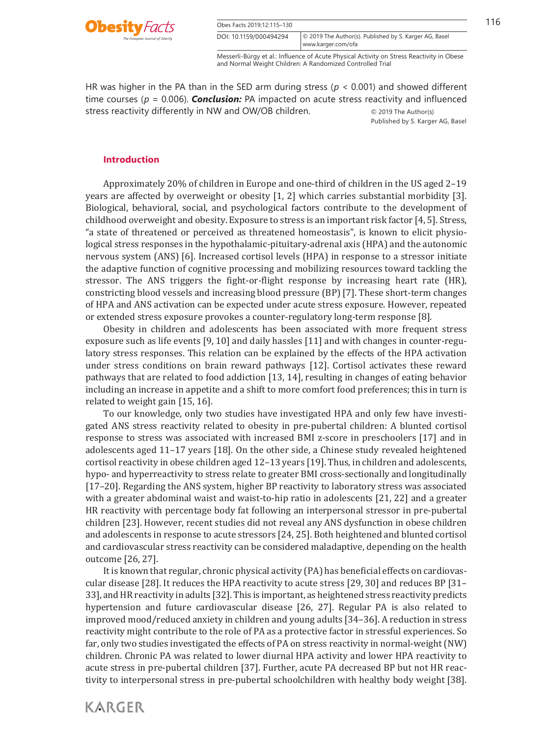HR was higher in the PA than in the SED arm during stress ($p < 0.001$) and showed different time courses ($p = 0.006$). ***Conclusion:*** PA impacted on acute stress reactivity and influenced stress reactivity differently in NW and OW/OB children.

© 2019 The Author(s)
Published by S. Karger AG, Basel

## Introduction

Approximately 20% of children in Europe and one-third of children in the US aged 2–19 years are affected by overweight or obesity [1, 2] which carries substantial morbidity [3]. Biological, behavioral, social, and psychological factors contribute to the development of childhood overweight and obesity. Exposure to stress is an important risk factor [4, 5]. Stress, "a state of threatened or perceived as threatened homeostasis", is known to elicit physiological stress responses in the hypothalamic-pituitary-adrenal axis (HPA) and the autonomic nervous system (ANS) [6]. Increased cortisol levels (HPA) in response to a stressor initiate the adaptive function of cognitive processing and mobilizing resources toward tackling the stressor. The ANS triggers the fight-or-flight response by increasing heart rate (HR), constricting blood vessels and increasing blood pressure (BP) [7]. These short-term changes of HPA and ANS activation can be expected under acute stress exposure. However, repeated or extended stress exposure provokes a counter-regulatory long-term response [8].

Obesity in children and adolescents has been associated with more frequent stress exposure such as life events [9, 10] and daily hassles [11] and with changes in counter-regulatory stress responses. This relation can be explained by the effects of the HPA activation under stress conditions on brain reward pathways [12]. Cortisol activates these reward pathways that are related to food addiction [13, 14], resulting in changes of eating behavior including an increase in appetite and a shift to more comfort food preferences; this in turn is related to weight gain [15, 16].

To our knowledge, only two studies have investigated HPA and only few have investigated ANS stress reactivity related to obesity in pre-pubertal children: A blunted cortisol response to stress was associated with increased BMI z-score in preschoolers [17] and in adolescents aged 11–17 years [18]. On the other side, a Chinese study revealed heightened cortisol reactivity in obese children aged 12–13 years [19]. Thus, in children and adolescents, hypo- and hyperreactivity to stress relate to greater BMI cross-sectionally and longitudinally [17–20]. Regarding the ANS system, higher BP reactivity to laboratory stress was associated with a greater abdominal waist and waist-to-hip ratio in adolescents [21, 22] and a greater HR reactivity with percentage body fat following an interpersonal stressor in pre-pubertal children [23]. However, recent studies did not reveal any ANS dysfunction in obese children and adolescents in response to acute stressors [24, 25]. Both heightened and blunted cortisol and cardiovascular stress reactivity can be considered maladaptive, depending on the health outcome [26, 27].

It is known that regular, chronic physical activity (PA) has beneficial effects on cardiovascular disease [28]. It reduces the HPA reactivity to acute stress [29, 30] and reduces BP [31–33], and HR reactivity in adults [32]. This is important, as heightened stress reactivity predicts hypertension and future cardiovascular disease [26, 27]. Regular PA is also related to improved mood/reduced anxiety in children and young adults [34–36]. A reduction in stress reactivity might contribute to the role of PA as a protective factor in stressful experiences. So far, only two studies investigated the effects of PA on stress reactivity in normal-weight (NW) children. Chronic PA was related to lower diurnal HPA activity and lower HPA reactivity to acute stress in pre-pubertal children [37]. Further, acute PA decreased BP but not HR reactivity to interpersonal stress in pre-pubertal schoolchildren with healthy body weight [38].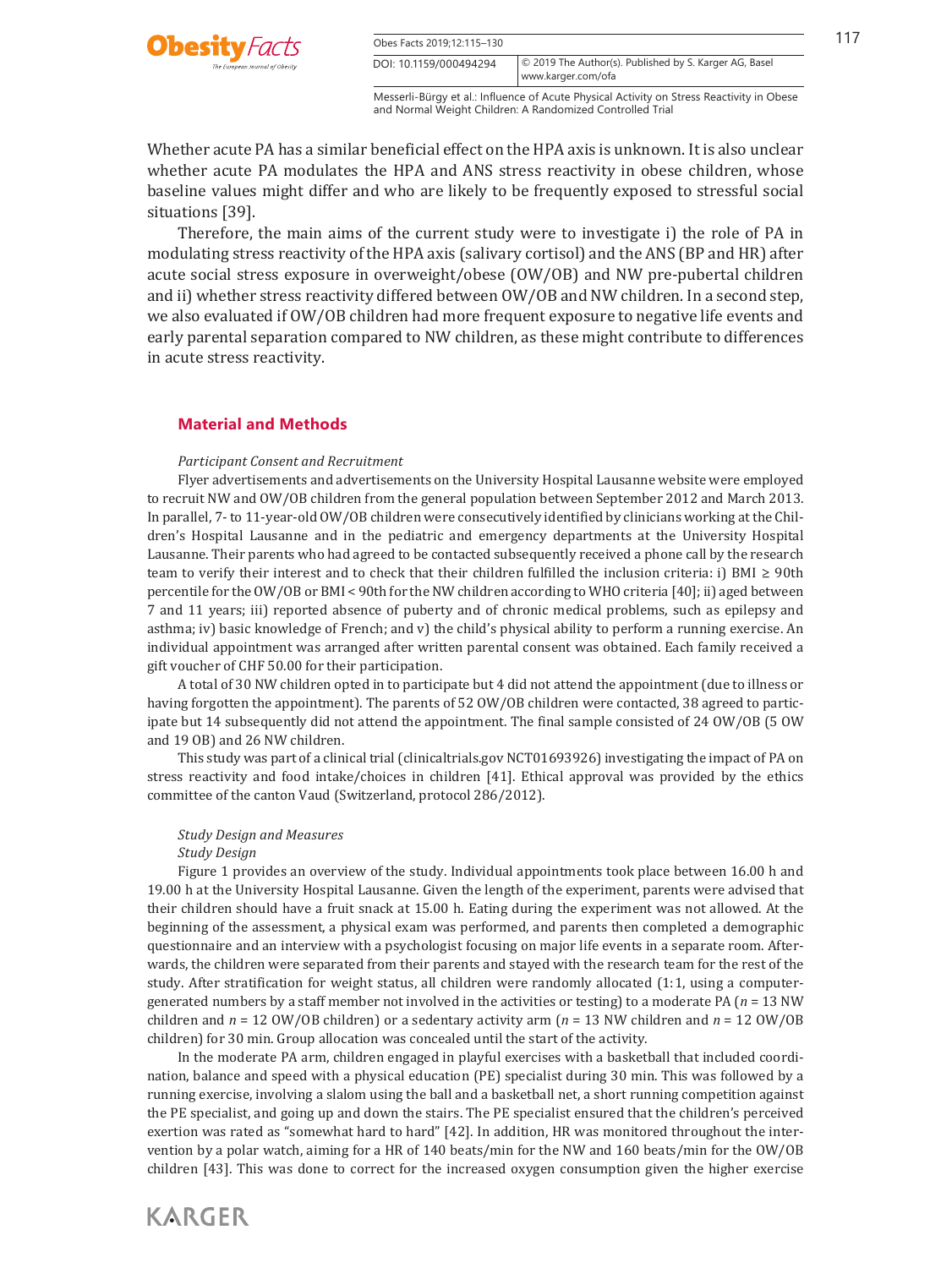Whether acute PA has a similar beneficial effect on the HPA axis is unknown. It is also unclear whether acute PA modulates the HPA and ANS stress reactivity in obese children, whose baseline values might differ and who are likely to be frequently exposed to stressful social situations [39].

Therefore, the main aims of the current study were to investigate i) the role of PA in modulating stress reactivity of the HPA axis (salivary cortisol) and the ANS (BP and HR) after acute social stress exposure in overweight/obese (OW/OB) and NW pre-pubertal children and ii) whether stress reactivity differed between OW/OB and NW children. In a second step, we also evaluated if OW/OB children had more frequent exposure to negative life events and early parental separation compared to NW children, as these might contribute to differences in acute stress reactivity.

## Material and Methods

### *Participant Consent and Recruitment*

Flyer advertisements and advertisements on the University Hospital Lausanne website were employed to recruit NW and OW/OB children from the general population between September 2012 and March 2013. In parallel, 7- to 11-year-old OW/OB children were consecutively identified by clinicians working at the Children's Hospital Lausanne and in the pediatric and emergency departments at the University Hospital Lausanne. Their parents who had agreed to be contacted subsequently received a phone call by the research team to verify their interest and to check that their children fulfilled the inclusion criteria: i) BMI ≥ 90th percentile for the OW/OB or BMI < 90th for the NW children according to WHO criteria [40]; ii) aged between 7 and 11 years; iii) reported absence of puberty and of chronic medical problems, such as epilepsy and asthma; iv) basic knowledge of French; and v) the child's physical ability to perform a running exercise. An individual appointment was arranged after written parental consent was obtained. Each family received a gift voucher of CHF 50.00 for their participation.

A total of 30 NW children opted in to participate but 4 did not attend the appointment (due to illness or having forgotten the appointment). The parents of 52 OW/OB children were contacted, 38 agreed to participate but 14 subsequently did not attend the appointment. The final sample consisted of 24 OW/OB (5 OW and 19 OB) and 26 NW children.

This study was part of a clinical trial (clinicaltrials.gov NCT01693926) investigating the impact of PA on stress reactivity and food intake/choices in children [41]. Ethical approval was provided by the ethics committee of the canton Vaud (Switzerland, protocol 286/2012).

### *Study Design and Measures*

#### *Study Design*

Figure 1 provides an overview of the study. Individual appointments took place between 16.00 h and 19.00 h at the University Hospital Lausanne. Given the length of the experiment, parents were advised that their children should have a fruit snack at 15.00 h. Eating during the experiment was not allowed. At the beginning of the assessment, a physical exam was performed, and parents then completed a demographic questionnaire and an interview with a psychologist focusing on major life events in a separate room. Afterwards, the children were separated from their parents and stayed with the research team for the rest of the study. After stratification for weight status, all children were randomly allocated (1:1, using a computer-generated numbers by a staff member not involved in the activities or testing) to a moderate PA ($n$ = 13 NW children and $n$ = 12 OW/OB children) or a sedentary activity arm ($n$ = 13 NW children and $n$ = 12 OW/OB children) for 30 min. Group allocation was concealed until the start of the activity.

In the moderate PA arm, children engaged in playful exercises with a basketball that included coordination, balance and speed with a physical education (PE) specialist during 30 min. This was followed by a running exercise, involving a slalom using the ball and a basketball net, a short running competition against the PE specialist, and going up and down the stairs. The PE specialist ensured that the children's perceived exertion was rated as "somewhat hard to hard" [42]. In addition, HR was monitored throughout the intervention by a polar watch, aiming for a HR of 140 beats/min for the NW and 160 beats/min for the OW/OB children [43]. This was done to correct for the increased oxygen consumption given the higher exercise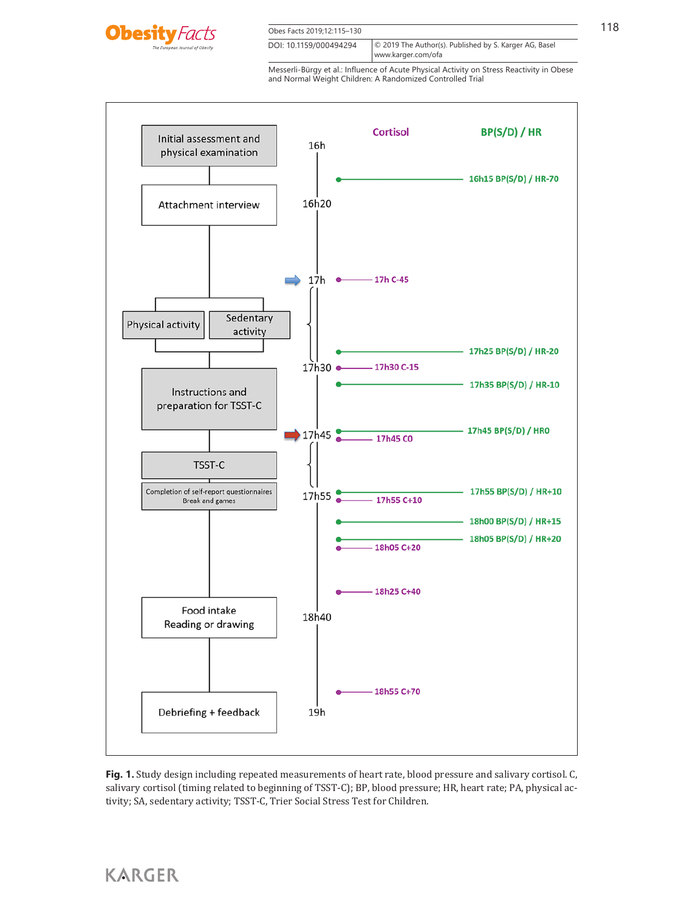Initial assessment and physical examination

Attachment interview

Physical activity | Sedentary activity

Instructions and preparation for TSST-C

TSST-C

Completion of self-report questionnaires
Break and games

Food intake
Reading or drawing

Debriefing + feedback

| Time | Cortisol | BP(S/D) / HR |
|---|---|---|
| 16h | | |
| | | 16h15 BP(S/D) / HR-70 |
| 16h20 | | |
| 17h | 17h C-45 | |
| | | 17h25 BP(S/D) / HR-20 |
| 17h30 | 17h30 C-15 | |
| | | 17h35 BP(S/D) / HR-10 |
| 17h45 | 17h45 C0 | 17h45 BP(S/D) / HR0 |
| 17h55 | 17h55 C+10 | 17h55 BP(S/D) / HR+10 |
| | | 18h00 BP(S/D) / HR+15 |
| | 18h05 C+20 | 18h05 BP(S/D) / HR+20 |
| | 18h25 C+40 | |
| 18h40 | | |
| | 18h55 C+70 | |
| 19h | | |

**Fig. 1.** Study design including repeated measurements of heart rate, blood pressure and salivary cortisol. C, salivary cortisol (timing related to beginning of TSST-C); BP, blood pressure; HR, heart rate; PA, physical activity; SA, sedentary activity; TSST-C, Trier Social Stress Test for Children.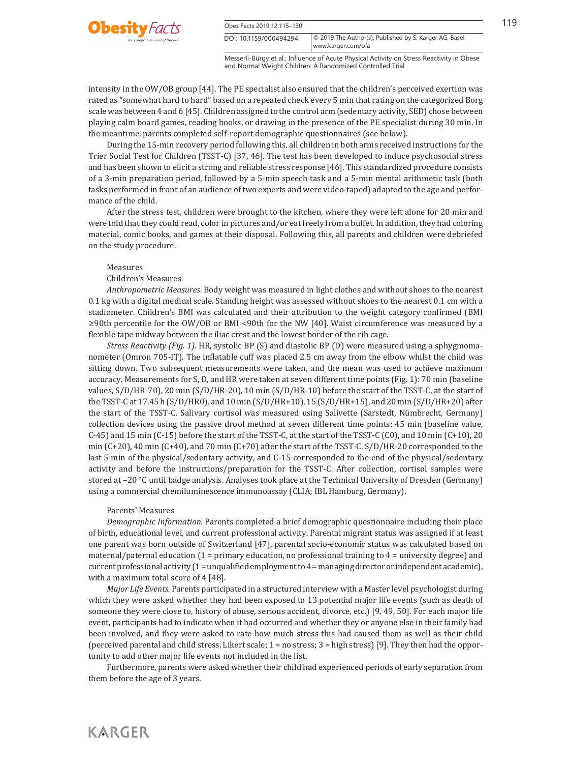intensity in the OW/OB group [44]. The PE specialist also ensured that the children's perceived exertion was rated as "somewhat hard to hard" based on a repeated check every 5 min that rating on the categorized Borg scale was between 4 and 6 [45]. Children assigned to the control arm (sedentary activity, SED) chose between playing calm board games, reading books, or drawing in the presence of the PE specialist during 30 min. In the meantime, parents completed self-report demographic questionnaires (see below).

During the 15-min recovery period following this, all children in both arms received instructions for the Trier Social Test for Children (TSST-C) [37, 46]. The test has been developed to induce psychosocial stress and has been shown to elicit a strong and reliable stress response [46]. This standardized procedure consists of a 3-min preparation period, followed by a 5-min speech task and a 5-min mental arithmetic task (both tasks performed in front of an audience of two experts and were video-taped) adapted to the age and performance of the child.

After the stress test, children were brought to the kitchen, where they were left alone for 20 min and were told that they could read, color in pictures and/or eat freely from a buffet. In addition, they had coloring material, comic books, and games at their disposal. Following this, all parents and children were debriefed on the study procedure.

### Measures

#### Children's Measures

*Anthropometric Measures*. Body weight was measured in light clothes and without shoes to the nearest 0.1 kg with a digital medical scale. Standing height was assessed without shoes to the nearest 0.1 cm with a stadiometer. Children's BMI was calculated and their attribution to the weight category confirmed (BMI ≥90th percentile for the OW/OB or BMI <90th for the NW [40]. Waist circumference was measured by a flexible tape midway between the iliac crest and the lowest border of the rib cage.

*Stress Reactivity (Fig. 1)*. HR, systolic BP (S) and diastolic BP (D) were measured using a sphygmomanometer (Omron 705-IT). The inflatable cuff was placed 2.5 cm away from the elbow whilst the child was sitting down. Two subsequent measurements were taken, and the mean was used to achieve maximum accuracy. Measurements for S, D, and HR were taken at seven different time points (Fig. 1): 70 min (baseline values, S/D/HR-70), 20 min (S/D/HR-20), 10 min (S/D/HR-10) before the start of the TSST-C, at the start of the TSST-C at 17.45 h (S/D/HR0), and 10 min (S/D/HR+10), 15 (S/D/HR+15), and 20 min (S/D/HR+20) after the start of the TSST-C. Salivary cortisol was measured using Salivette (Sarstedt, Nümbrecht, Germany) collection devices using the passive drool method at seven different time points: 45 min (baseline value, C-45) and 15 min (C-15) before the start of the TSST-C, at the start of the TSST-C (C0), and 10 min (C+10), 20 min (C+20), 40 min (C+40), and 70 min (C+70) after the start of the TSST-C. S/D/HR-20 corresponded to the last 5 min of the physical/sedentary activity, and C-15 corresponded to the end of the physical/sedentary activity and before the instructions/preparation for the TSST-C. After collection, cortisol samples were stored at –20 °C until badge analysis. Analyses took place at the Technical University of Dresden (Germany) using a commercial chemiluminescence immunoassay (CLIA; IBL Hamburg, Germany).

#### Parents' Measures

*Demographic Information*. Parents completed a brief demographic questionnaire including their place of birth, educational level, and current professional activity. Parental migrant status was assigned if at least one parent was born outside of Switzerland [47], parental socio-economic status was calculated based on maternal/paternal education (1 = primary education, no professional training to 4 = university degree) and current professional activity (1 = unqualified employment to 4 = managing director or independent academic), with a maximum total score of 4 [48].

*Major Life Events*. Parents participated in a structured interview with a Master level psychologist during which they were asked whether they had been exposed to 13 potential major life events (such as death of someone they were close to, history of abuse, serious accident, divorce, etc.) [9, 49, 50]. For each major life event, participants had to indicate when it had occurred and whether they or anyone else in their family had been involved, and they were asked to rate how much stress this had caused them as well as their child (perceived parental and child stress, Likert scale; 1 = no stress; 3 = high stress) [9]. They then had the opportunity to add other major life events not included in the list.

Furthermore, parents were asked whether their child had experienced periods of early separation from them before the age of 3 years.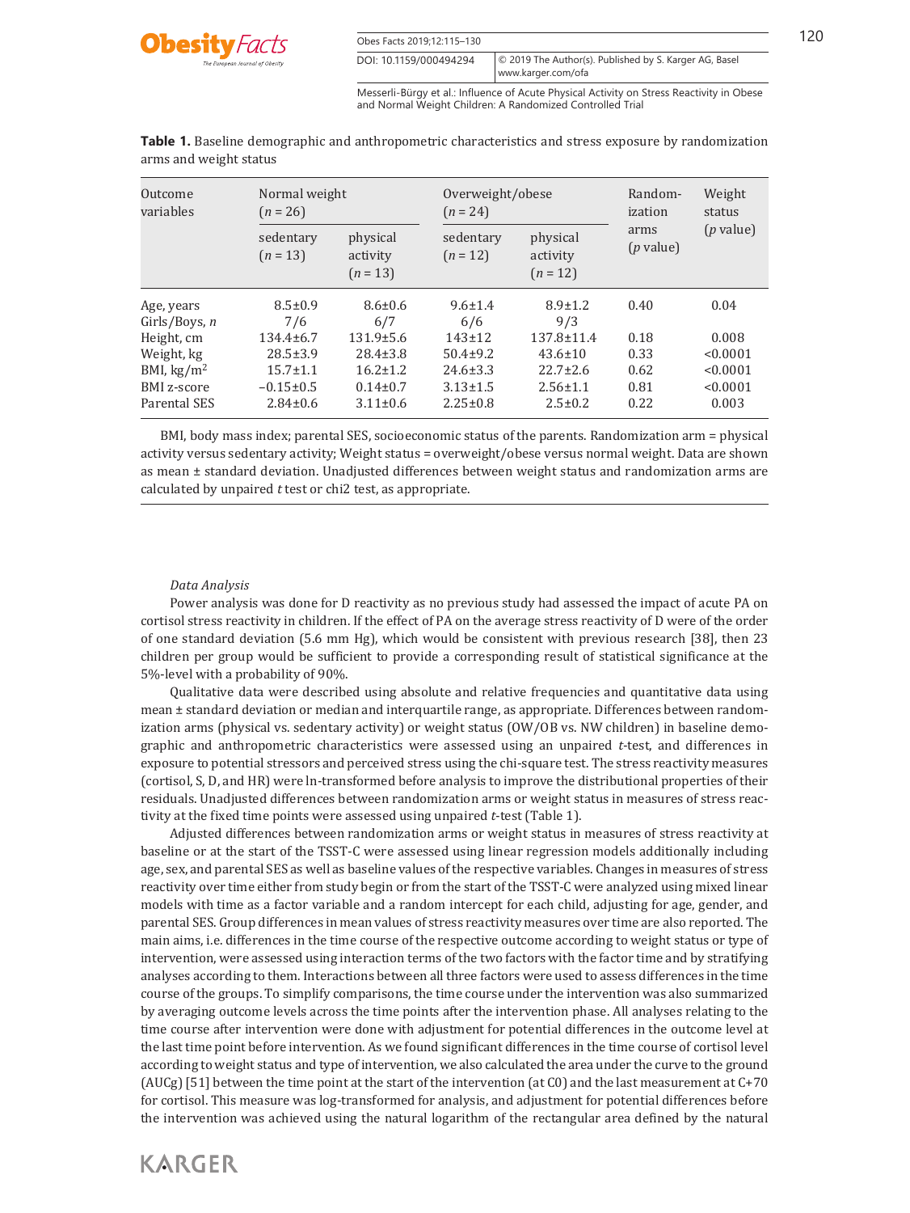**Table 1.** Baseline demographic and anthropometric characteristics and stress exposure by randomization arms and weight status

| Outcome variables | Normal weight ($n$ = 26) | | Overweight/obese ($n$ = 24) | | Randomization arms ($p$ value) | Weight status ($p$ value) |
|---|---|---|---|---|---|---|
| | sedentary ($n$ = 13) | physical activity ($n$ = 13) | sedentary ($n$ = 12) | physical activity ($n$ = 12) | | |
| Age, years | 8.5±0.9 | 8.6±0.6 | 9.6±1.4 | 8.9±1.2 | 0.40 | 0.04 |
| Girls/Boys, *n* | 7/6 | 6/7 | 6/6 | 9/3 | | |
| Height, cm | 134.4±6.7 | 131.9±5.6 | 143±12 | 137.8±11.4 | 0.18 | 0.008 |
| Weight, kg | 28.5±3.9 | 28.4±3.8 | 50.4±9.2 | 43.6±10 | 0.33 | <0.0001 |
| BMI, kg/m$^2$ | 15.7±1.1 | 16.2±1.2 | 24.6±3.3 | 22.7±2.6 | 0.62 | <0.0001 |
| BMI z-score | −0.15±0.5 | 0.14±0.7 | 3.13±1.5 | 2.56±1.1 | 0.81 | <0.0001 |
| Parental SES | 2.84±0.6 | 3.11±0.6 | 2.25±0.8 | 2.5±0.2 | 0.22 | 0.003 |

BMI, body mass index; parental SES, socioeconomic status of the parents. Randomization arm = physical activity versus sedentary activity; Weight status = overweight/obese versus normal weight. Data are shown as mean ± standard deviation. Unadjusted differences between weight status and randomization arms are calculated by unpaired *t* test or chi2 test, as appropriate.

*Data Analysis*

Power analysis was done for D reactivity as no previous study had assessed the impact of acute PA on cortisol stress reactivity in children. If the effect of PA on the average stress reactivity of D were of the order of one standard deviation (5.6 mm Hg), which would be consistent with previous research [38], then 23 children per group would be sufficient to provide a corresponding result of statistical significance at the 5%-level with a probability of 90%.

Qualitative data were described using absolute and relative frequencies and quantitative data using mean ± standard deviation or median and interquartile range, as appropriate. Differences between randomization arms (physical vs. sedentary activity) or weight status (OW/OB vs. NW children) in baseline demographic and anthropometric characteristics were assessed using an unpaired *t*-test, and differences in exposure to potential stressors and perceived stress using the chi-square test. The stress reactivity measures (cortisol, S, D, and HR) were ln-transformed before analysis to improve the distributional properties of their residuals. Unadjusted differences between randomization arms or weight status in measures of stress reactivity at the fixed time points were assessed using unpaired *t*-test (Table 1).

Adjusted differences between randomization arms or weight status in measures of stress reactivity at baseline or at the start of the TSST-C were assessed using linear regression models additionally including age, sex, and parental SES as well as baseline values of the respective variables. Changes in measures of stress reactivity over time either from study begin or from the start of the TSST-C were analyzed using mixed linear models with time as a factor variable and a random intercept for each child, adjusting for age, gender, and parental SES. Group differences in mean values of stress reactivity measures over time are also reported. The main aims, i.e. differences in the time course of the respective outcome according to weight status or type of intervention, were assessed using interaction terms of the two factors with the factor time and by stratifying analyses according to them. Interactions between all three factors were used to assess differences in the time course of the groups. To simplify comparisons, the time course under the intervention was also summarized by averaging outcome levels across the time points after the intervention phase. All analyses relating to the time course after intervention were done with adjustment for potential differences in the outcome level at the last time point before intervention. As we found significant differences in the time course of cortisol level according to weight status and type of intervention, we also calculated the area under the curve to the ground (AUCg) [51] between the time point at the start of the intervention (at C0) and the last measurement at C+70 for cortisol. This measure was log-transformed for analysis, and adjustment for potential differences before the intervention was achieved using the natural logarithm of the rectangular area defined by the natural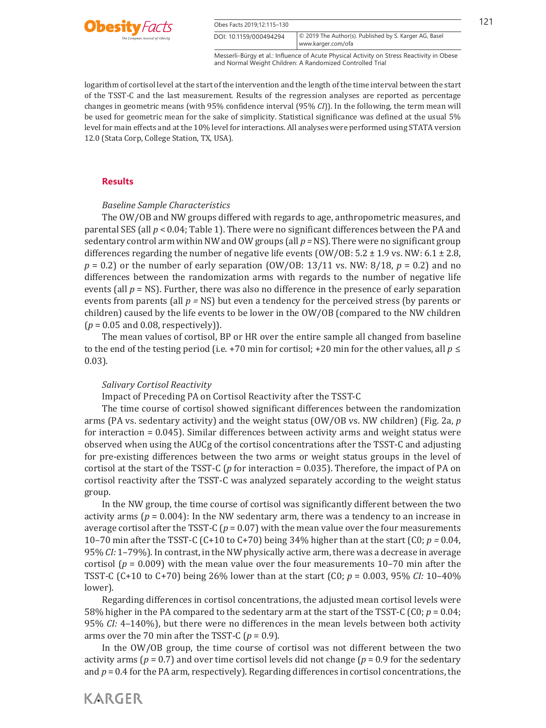logarithm of cortisol level at the start of the intervention and the length of the time interval between the start of the TSST-C and the last measurement. Results of the regression analyses are reported as percentage changes in geometric means (with 95% confidence interval (95% *CI*)). In the following, the term mean will be used for geometric mean for the sake of simplicity. Statistical significance was defined at the usual 5% level for main effects and at the 10% level for interactions. All analyses were performed using STATA version 12.0 (Stata Corp, College Station, TX, USA).

## Results

### *Baseline Sample Characteristics*

The OW/OB and NW groups differed with regards to age, anthropometric measures, and parental SES (all $p < 0.04$; Table 1). There were no significant differences between the PA and sedentary control arm within NW and OW groups (all $p$ = NS). There were no significant group differences regarding the number of negative life events (OW/OB: 5.2 ± 1.9 vs. NW: 6.1 ± 2.8, $p = 0.2$) or the number of early separation (OW/OB: 13/11 vs. NW: 8/18, $p = 0.2$) and no differences between the randomization arms with regards to the number of negative life events (all $p$ = NS). Further, there was also no difference in the presence of early separation events from parents (all $p$ = NS) but even a tendency for the perceived stress (by parents or children) caused by the life events to be lower in the OW/OB (compared to the NW children ($p = 0.05$ and 0.08, respectively)).

The mean values of cortisol, BP or HR over the entire sample all changed from baseline to the end of the testing period (i.e. +70 min for cortisol; +20 min for the other values, all $p \leq 0.03$).

### *Salivary Cortisol Reactivity*

Impact of Preceding PA on Cortisol Reactivity after the TSST-C

The time course of cortisol showed significant differences between the randomization arms (PA vs. sedentary activity) and the weight status (OW/OB vs. NW children) (Fig. 2a, $p$ for interaction = 0.045). Similar differences between activity arms and weight status were observed when using the AUCg of the cortisol concentrations after the TSST-C and adjusting for pre-existing differences between the two arms or weight status groups in the level of cortisol at the start of the TSST-C ($p$ for interaction = 0.035). Therefore, the impact of PA on cortisol reactivity after the TSST-C was analyzed separately according to the weight status group.

In the NW group, the time course of cortisol was significantly different between the two activity arms ($p = 0.004$): In the NW sedentary arm, there was a tendency to an increase in average cortisol after the TSST-C ($p = 0.07$) with the mean value over the four measurements 10–70 min after the TSST-C (C+10 to C+70) being 34% higher than at the start (C0; $p = 0.04$, 95% *CI:* 1–79%). In contrast, in the NW physically active arm, there was a decrease in average cortisol ($p = 0.009$) with the mean value over the four measurements 10–70 min after the TSST-C (C+10 to C+70) being 26% lower than at the start (C0; $p = 0.003$, 95% *CI:* 10–40% lower).

Regarding differences in cortisol concentrations, the adjusted mean cortisol levels were 58% higher in the PA compared to the sedentary arm at the start of the TSST-C (C0; $p = 0.04$; 95% *CI:* 4–140%), but there were no differences in the mean levels between both activity arms over the 70 min after the TSST-C ($p = 0.9$).

In the OW/OB group, the time course of cortisol was not different between the two activity arms ($p = 0.7$) and over time cortisol levels did not change ($p = 0.9$ for the sedentary and $p = 0.4$ for the PA arm, respectively). Regarding differences in cortisol concentrations, the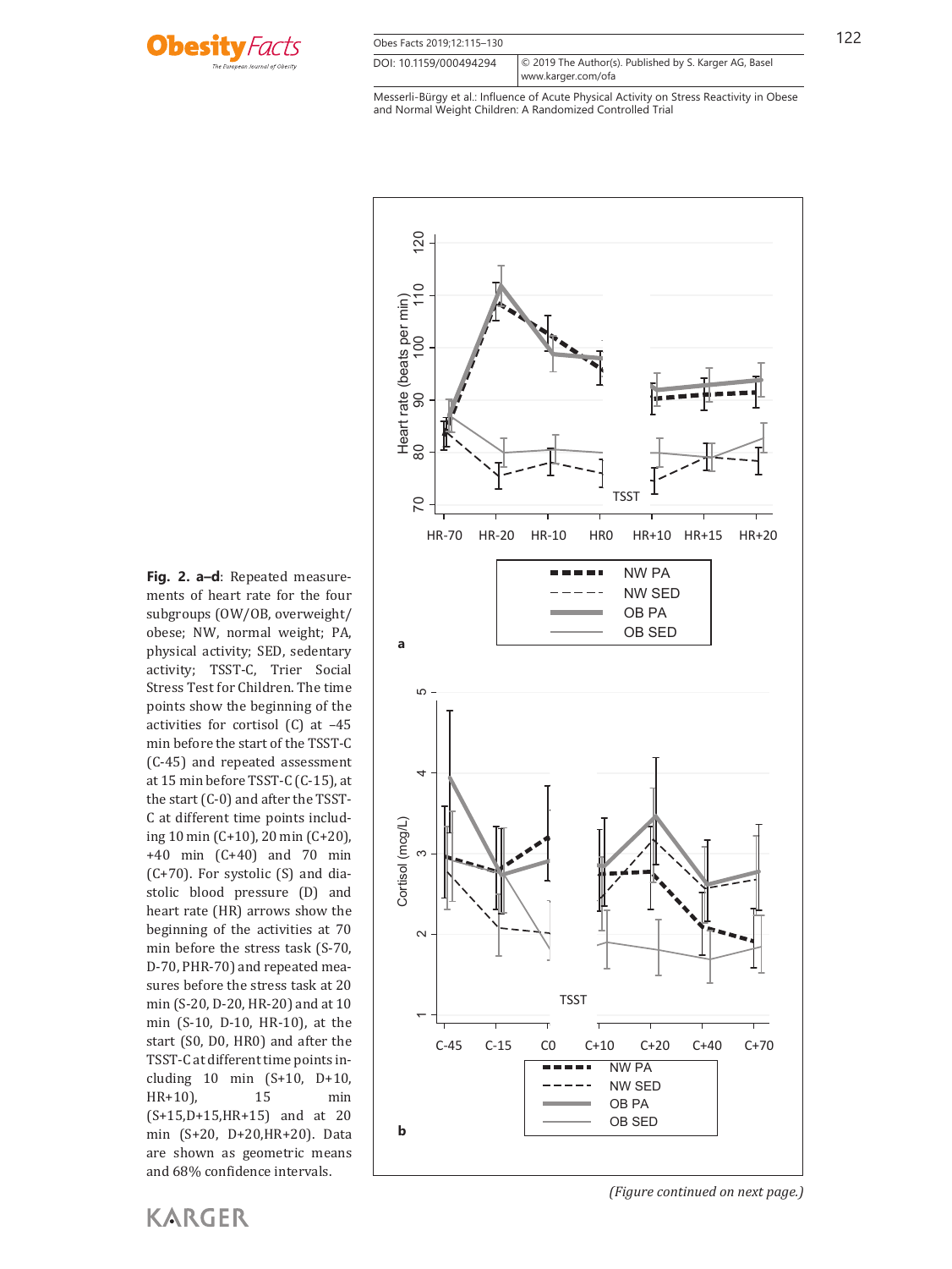**Fig. 2. a–d**: Repeated measurements of heart rate for the four subgroups (OW/OB, overweight/obese; NW, normal weight; PA, physical activity; SED, sedentary activity; TSST-C, Trier Social Stress Test for Children. The time points show the beginning of the activities for cortisol (C) at –45 min before the start of the TSST-C (C-45) and repeated assessment at 15 min before TSST-C (C-15), at the start (C-0) and after the TSST-C at different time points including 10 min (C+10), 20 min (C+20), +40 min (C+40) and 70 min (C+70). For systolic (S) and diastolic blood pressure (D) and heart rate (HR) arrows show the beginning of the activities at 70 min before the stress task (S-70, D-70, PHR-70) and repeated measures before the stress task at 20 min (S-20, D-20, HR-20) and at 10 min (S-10, D-10, HR-10), at the start (S0, D0, HR0) and after the TSST-C at different time points including 10 min (S+10, D+10, HR+10), 15 min (S+15,D+15,HR+15) and at 20 min (S+20, D+20,HR+20). Data are shown as geometric means and 68% confidence intervals.

*(Figure continued on next page.)*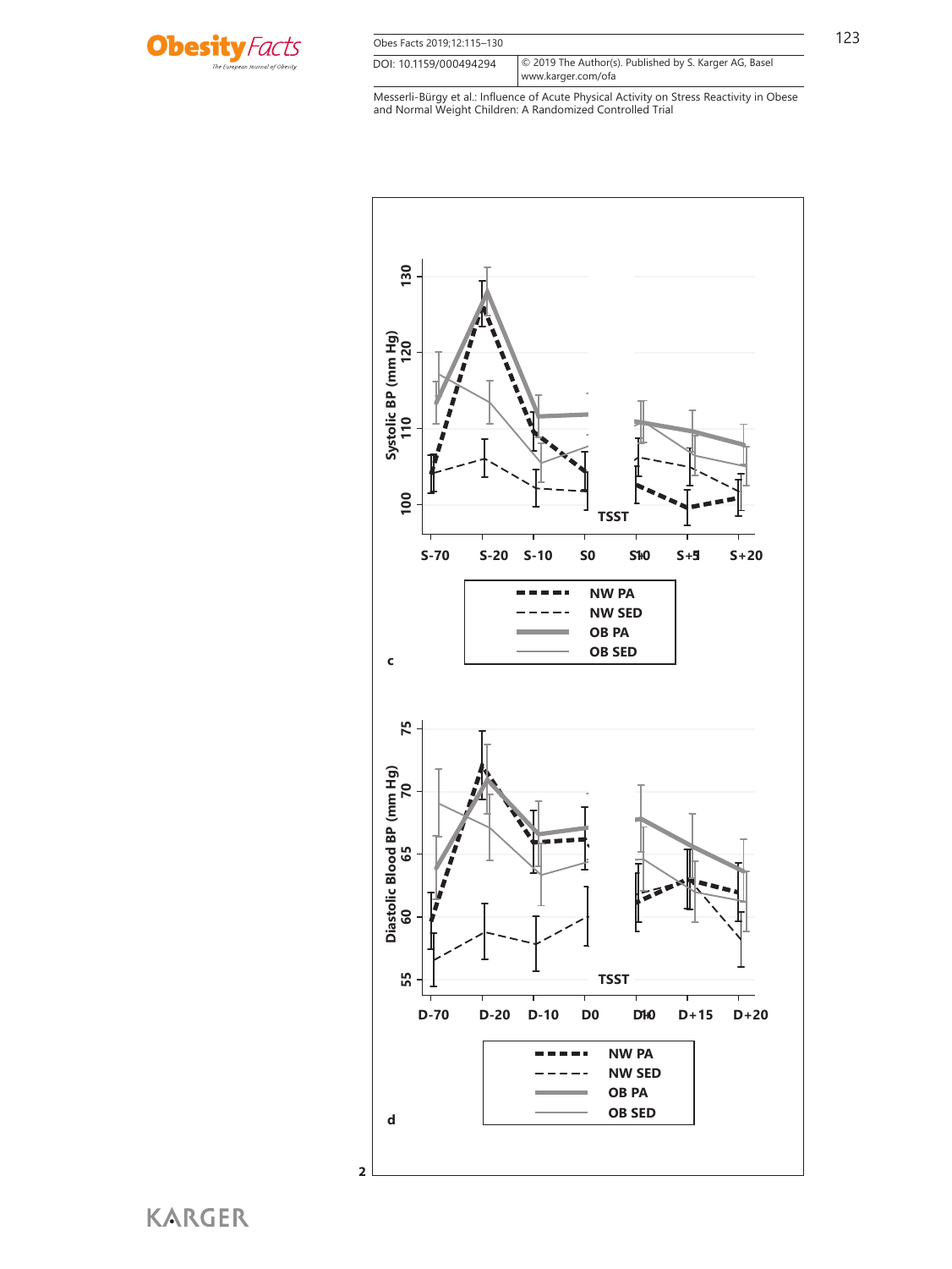Systolic BP (mm Hg)

130
120
110
100

TSST

S-70 S-20 S-10 S0 S+10 S+15 S+20

NW PA
NW SED
OB PA
OB SED

c

Diastolic Blood BP (mm Hg)

75
70
65
60
55

TSST

D-70 D-20 D-10 D0 D+10 D+15 D+20

NW PA
NW SED
OB PA
OB SED

d

2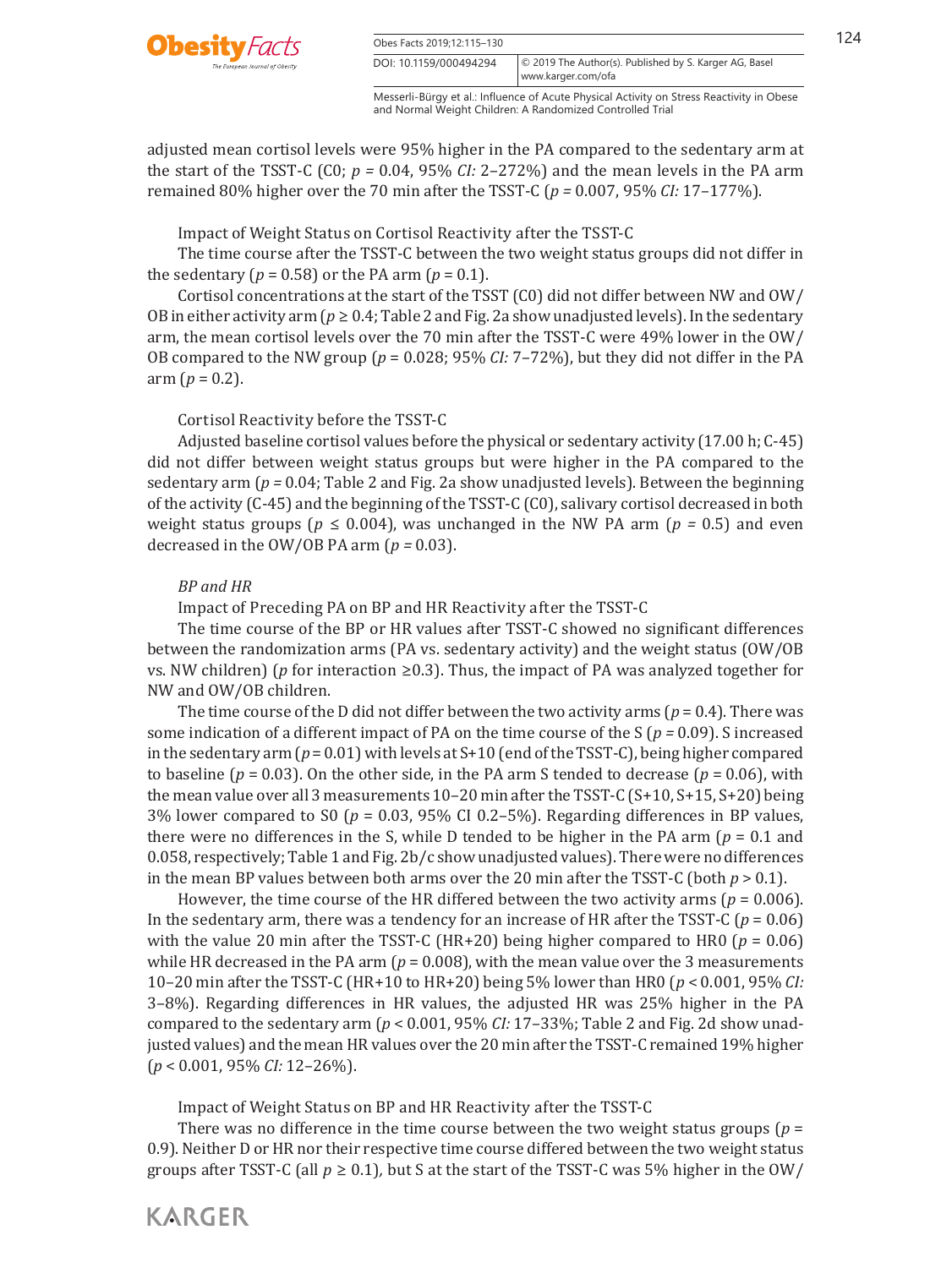adjusted mean cortisol levels were 95% higher in the PA compared to the sedentary arm at the start of the TSST-C (C0; $p = 0.04$, 95% *CI:* 2–272%) and the mean levels in the PA arm remained 80% higher over the 70 min after the TSST-C ($p = 0.007$, 95% *CI:* 17–177%).

Impact of Weight Status on Cortisol Reactivity after the TSST-C

The time course after the TSST-C between the two weight status groups did not differ in the sedentary ($p = 0.58$) or the PA arm ($p = 0.1$).

Cortisol concentrations at the start of the TSST (C0) did not differ between NW and OW/OB in either activity arm ($p \geq 0.4$; Table 2 and Fig. 2a show unadjusted levels). In the sedentary arm, the mean cortisol levels over the 70 min after the TSST-C were 49% lower in the OW/OB compared to the NW group ($p = 0.028$; 95% *CI:* 7–72%), but they did not differ in the PA arm ($p = 0.2$).

Cortisol Reactivity before the TSST-C

Adjusted baseline cortisol values before the physical or sedentary activity (17.00 h; C-45) did not differ between weight status groups but were higher in the PA compared to the sedentary arm ($p = 0.04$; Table 2 and Fig. 2a show unadjusted levels). Between the beginning of the activity (C-45) and the beginning of the TSST-C (C0), salivary cortisol decreased in both weight status groups ($p \leq 0.004$), was unchanged in the NW PA arm ($p = 0.5$) and even decreased in the OW/OB PA arm ($p = 0.03$).

*BP and HR*

Impact of Preceding PA on BP and HR Reactivity after the TSST-C

The time course of the BP or HR values after TSST-C showed no significant differences between the randomization arms (PA vs. sedentary activity) and the weight status (OW/OB vs. NW children) ($p$ for interaction $\geq 0.3$). Thus, the impact of PA was analyzed together for NW and OW/OB children.

The time course of the D did not differ between the two activity arms ($p = 0.4$). There was some indication of a different impact of PA on the time course of the S ($p = 0.09$). S increased in the sedentary arm ($p = 0.01$) with levels at S+10 (end of the TSST-C), being higher compared to baseline ($p = 0.03$). On the other side, in the PA arm S tended to decrease ($p = 0.06$), with the mean value over all 3 measurements 10–20 min after the TSST-C (S+10, S+15, S+20) being 3% lower compared to S0 ($p = 0.03$, 95% CI 0.2–5%). Regarding differences in BP values, there were no differences in the S, while D tended to be higher in the PA arm ($p = 0.1$ and 0.058, respectively; Table 1 and Fig. 2b/c show unadjusted values). There were no differences in the mean BP values between both arms over the 20 min after the TSST-C (both $p > 0.1$).

However, the time course of the HR differed between the two activity arms ($p = 0.006$). In the sedentary arm, there was a tendency for an increase of HR after the TSST-C ($p = 0.06$) with the value 20 min after the TSST-C (HR+20) being higher compared to HR0 ($p = 0.06$) while HR decreased in the PA arm ($p = 0.008$), with the mean value over the 3 measurements 10–20 min after the TSST-C (HR+10 to HR+20) being 5% lower than HR0 ($p < 0.001$, 95% *CI:* 3–8%). Regarding differences in HR values, the adjusted HR was 25% higher in the PA compared to the sedentary arm ($p < 0.001$, 95% *CI:* 17–33%; Table 2 and Fig. 2d show unadjusted values) and the mean HR values over the 20 min after the TSST-C remained 19% higher ($p < 0.001$, 95% *CI:* 12–26%).

Impact of Weight Status on BP and HR Reactivity after the TSST-C

There was no difference in the time course between the two weight status groups ($p = 0.9$). Neither D or HR nor their respective time course differed between the two weight status groups after TSST-C (all $p \geq 0.1$), but S at the start of the TSST-C was 5% higher in the OW/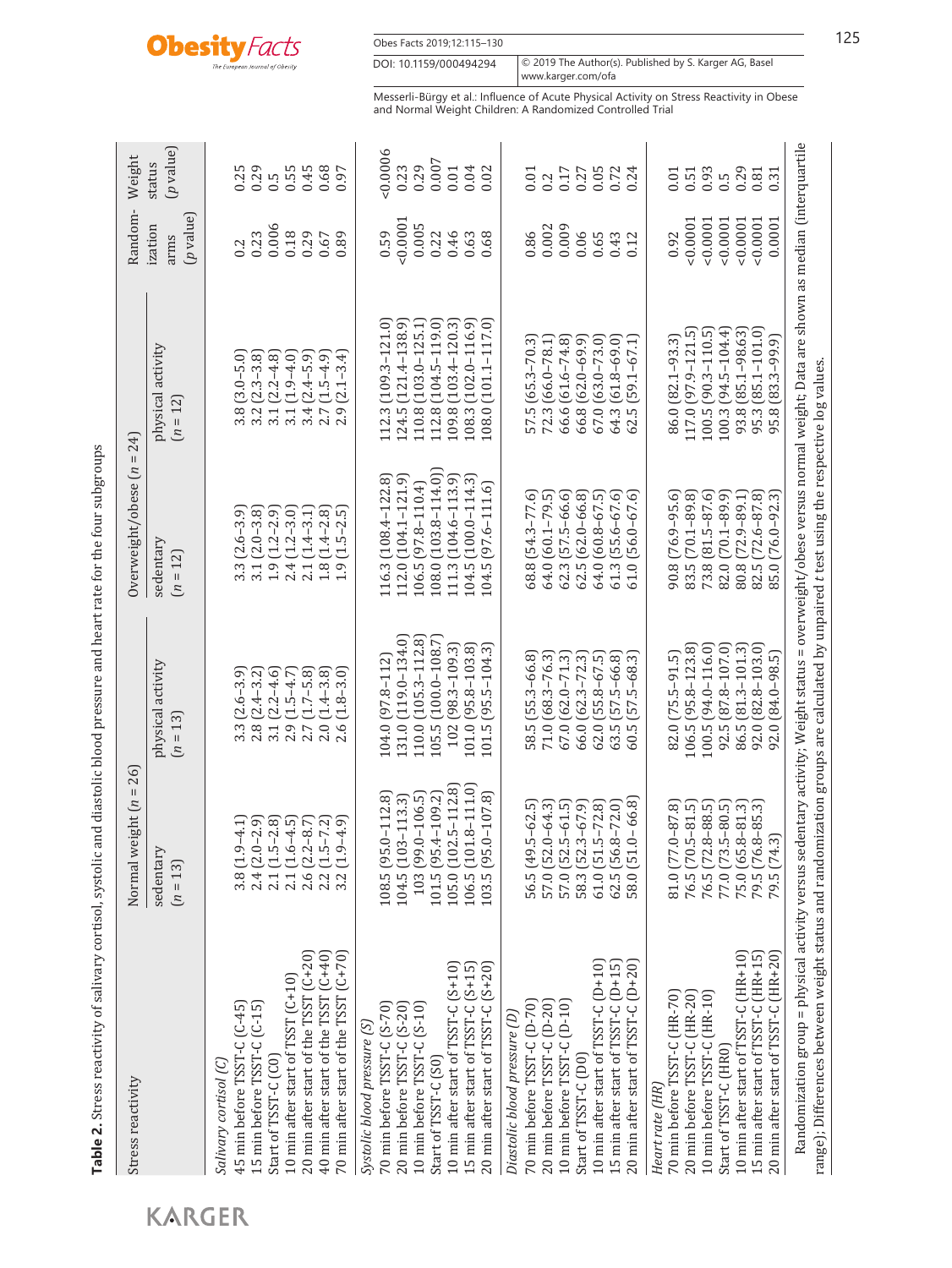**Table 2.** Stress reactivity of salivary cortisol, systolic and diastolic blood pressure and heart rate for the four subgroups

| Stress reactivity | Normal weight (n = 26) | | Overweight/obese (n = 24) | | Randomization arms (p value) | Weight status (p value) |
|---|---|---|---|---|---|---|
| | sedentary (n = 13) | physical activity (n = 13) | sedentary (n = 12) | physical activity (n = 12) | | |
| *Salivary cortisol (C)* | | | | | | |
| 45 min before TSST-C (C-45) | 3.8 (1.9–4.1) | 3.3 (2.6–3.9) | 3.3 (2.6–3.9) | 3.8 (3.0–5.0) | 0.2 | 0.25 |
| 15 min before TSST-C (C-15) | 2.4 (2.0–2.9) | 2.8 (2.4–3.2) | 3.1 (2.0–3.8) | 3.2 (2.3–3.8) | 0.23 | 0.29 |
| Start of TSST-C (C0) | 2.1 (1.5–2.8) | 3.1 (2.2–4.6) | 1.9 (1.2–2.9) | 3.1 (2.2–4.8) | 0.006 | 0.5 |
| 10 min after start of TSST (C+10) | 2.1 (1.6–4.5) | 2.9 (1.5–4.7) | 2.4 (1.2–3.0) | 3.1 (1.9–4.0) | 0.18 | 0.55 |
| 20 min after start of the TSST (C+20) | 2.6 (2.2–8.7) | 2.7 (1.7–5.8) | 2.1 (1.4–3.1) | 3.4 (2.4–5.9) | 0.29 | 0.45 |
| 40 min after start of the TSST (C+40) | 2.2 (1.5–7.2) | 2.0 (1.4–3.8) | 1.8 (1.4–2.8) | 2.7 (1.5–4.9) | 0.67 | 0.68 |
| 70 min after start of the TSST (C+70) | 3.2 (1.9–4.9) | 2.6 (1.8–3.0) | 1.9 (1.5–2.5) | 2.9 (2.1–3.4) | 0.89 | 0.97 |
| *Systolic blood pressure (S)* | | | | | | |
| 70 min before TSST-C (S-70) | 108.5 (95.0–112.8) | 104.0 (97.8–112) | 116.3 (108.4–122.8) | 112.3 (109.3–121.0) | 0.59 | <0.0006 |
| 20 min before TSST-C (S-20) | 104.5 (103–113.3) | 131.0 (119.0–134.0) | 112.0 (104.1–121.9) | 124.5 (121.4–138.9) | <0.0001 | 0.23 |
| 10 min before TSST-C (S-10) | 103 (99.0–106.5) | 110.0 (105.3–112.8) | 106.5 (97.8–110.4) | 110.8 (103.0–125.1) | 0.005 | 0.29 |
| Start of TSST-C (S0) | 101.5 (95.4–109.2) | 105.5 (100.0–108.7) | 108.0 (103.8–114.0) | 112.8 (104.5–119.0) | 0.22 | 0.007 |
| 10 min after start of TSST-C (S+10) | 105.0 (102.5–112.8) | 102 (98.3–109.3) | 111.3 (104.6–113.9) | 109.8 (103.4–120.3) | 0.46 | 0.01 |
| 15 min after start of TSST-C (S+15) | 106.5 (101.8–111.0) | 101.0 (95.8–103.8) | 104.5 (100.0–114.3) | 108.3 (102.0–116.9) | 0.63 | 0.04 |
| 20 min after start of TSST-C (S+20) | 103.5 (95.0–107.8) | 101.5 (95.5–104.3) | 104.5 (97.6–111.6) | 108.0 (101.1–117.0) | 0.68 | 0.02 |
| *Diastolic blood pressure (D)* | | | | | | |
| 70 min before TSST-C (D-70) | 56.5 (49.5–62.5) | 58.5 (55.3–66.8) | 68.8 (54.3–77.6) | 57.5 (65.3–70.3) | 0.86 | 0.01 |
| 20 min before TSST-C (D-20) | 57.0 (52.0–64.3) | 71.0 (68.3–76.3) | 64.0 (60.1–79.5) | 72.3 (66.0–78.1) | 0.002 | 0.2 |
| 10 min before TSST-C (D-10) | 57.0 (52.5–61.5) | 67.0 (62.0–71.3) | 62.3 (57.5–66.6) | 66.6 (61.6–74.8) | 0.009 | 0.17 |
| Start of TSST-C (D0) | 58.3 (52.3–67.9) | 66.0 (62.3–72.3) | 62.5 (62.0–66.8) | 66.8 (62.0–69.9) | 0.06 | 0.27 |
| 10 min after start of TSST-C (D+10) | 61.0 (51.5–72.8) | 62.0 (55.8–67.5) | 64.0 (60.8–67.5) | 67.0 (63.0–73.0) | 0.65 | 0.05 |
| 15 min after start of TSST-C (D+15) | 62.5 (56.8–72.0) | 63.5 (57.5–66.8) | 61.3 (55.6–67.6) | 64.3 (61.8–69.0) | 0.43 | 0.72 |
| 20 min after start of TSST-C (D+20) | 58.0 (51.0– 66.8) | 60.5 (57.5–68.3) | 61.0 (56.0–67.6) | 62.5 (59.1–67.1) | 0.12 | 0.24 |
| *Heart rate (HR)* | | | | | | |
| 70 min before TSST-C (HR-70) | 81.0 (77.0–87.8) | 82.0 (75.5–91.5) | 90.8 (76.9–95.6) | 86.0 (82.1–93.3) | 0.92 | 0.01 |
| 20 min before TSST-C (HR-20) | 76.5 (70.5–81.5) | 106.5 (95.8–123.8) | 83.5 (70.1–89.8) | 117.0 (97.9–121.5) | <0.0001 | 0.51 |
| 10 min before TSST-C (HR-10) | 76.5 (72.8–88.5) | 100.5 (94.0–116.0) | 73.8 (81.5–87.6) | 100.5 (90.3–110.5) | <0.0001 | 0.93 |
| Start of TSST-C (HR0) | 77.0 (73.5–80.5) | 92.5 (87.8–107.0) | 82.0 (70.1–89.9) | 100.3 (94.5–104.4) | <0.0001 | 0.5 |
| 10 min after start of TSST-C (HR+10) | 75.0 (65.8–81.3) | 86.5 (81.3–101.3) | 80.8 (72.9–89.1) | 93.8 (85.1–98.63) | <0.0001 | 0.29 |
| 15 min after start of TSST-C (HR+15) | 79.5 (76.8–85.3) | 92.0 (82.8–103.0) | 82.5 (72.6–87.8) | 95.3 (85.1–101.0) | <0.0001 | 0.81 |
| 20 min after start of TSST-C (HR+20) | 79.5 (74.3) | 92.0 (84.0–98.5) | 85.0 (76.0–92.3) | 95.8 (83.3–99.9) | 0.0001 | 0.31 |

Randomization group = physical activity versus sedentary activity; Weight status = overweight/obese versus normal weight; Data are shown as median (interquartile range); Differences between weight status and randomization groups are calculated by unpaired t test using the respective log values.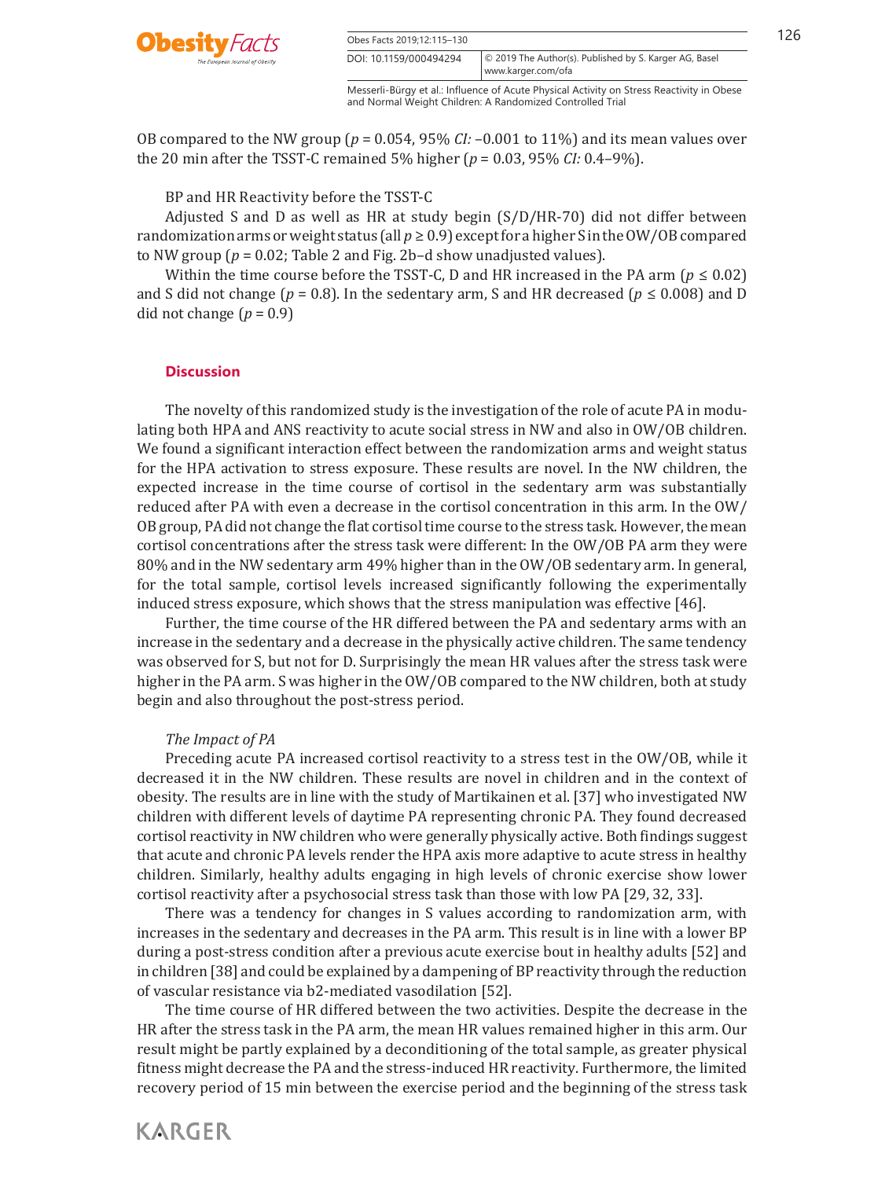OB compared to the NW group ($p$ = 0.054, 95% *CI:* –0.001 to 11%) and its mean values over the 20 min after the TSST-C remained 5% higher ($p$ = 0.03, 95% *CI:* 0.4–9%).

BP and HR Reactivity before the TSST-C

Adjusted S and D as well as HR at study begin (S/D/HR-70) did not differ between randomization arms or weight status (all $p \geq 0.9$) except for a higher S in the OW/OB compared to NW group ($p$ = 0.02; Table 2 and Fig. 2b–d show unadjusted values).

Within the time course before the TSST-C, D and HR increased in the PA arm ($p \leq 0.02$) and S did not change ($p$ = 0.8). In the sedentary arm, S and HR decreased ($p \leq 0.008$) and D did not change ($p$ = 0.9)

## Discussion

The novelty of this randomized study is the investigation of the role of acute PA in modulating both HPA and ANS reactivity to acute social stress in NW and also in OW/OB children. We found a significant interaction effect between the randomization arms and weight status for the HPA activation to stress exposure. These results are novel. In the NW children, the expected increase in the time course of cortisol in the sedentary arm was substantially reduced after PA with even a decrease in the cortisol concentration in this arm. In the OW/OB group, PA did not change the flat cortisol time course to the stress task. However, the mean cortisol concentrations after the stress task were different: In the OW/OB PA arm they were 80% and in the NW sedentary arm 49% higher than in the OW/OB sedentary arm. In general, for the total sample, cortisol levels increased significantly following the experimentally induced stress exposure, which shows that the stress manipulation was effective [46].

Further, the time course of the HR differed between the PA and sedentary arms with an increase in the sedentary and a decrease in the physically active children. The same tendency was observed for S, but not for D. Surprisingly the mean HR values after the stress task were higher in the PA arm. S was higher in the OW/OB compared to the NW children, both at study begin and also throughout the post-stress period.

*The Impact of PA*

Preceding acute PA increased cortisol reactivity to a stress test in the OW/OB, while it decreased it in the NW children. These results are novel in children and in the context of obesity. The results are in line with the study of Martikainen et al. [37] who investigated NW children with different levels of daytime PA representing chronic PA. They found decreased cortisol reactivity in NW children who were generally physically active. Both findings suggest that acute and chronic PA levels render the HPA axis more adaptive to acute stress in healthy children. Similarly, healthy adults engaging in high levels of chronic exercise show lower cortisol reactivity after a psychosocial stress task than those with low PA [29, 32, 33].

There was a tendency for changes in S values according to randomization arm, with increases in the sedentary and decreases in the PA arm. This result is in line with a lower BP during a post-stress condition after a previous acute exercise bout in healthy adults [52] and in children [38] and could be explained by a dampening of BP reactivity through the reduction of vascular resistance via b2-mediated vasodilation [52].

The time course of HR differed between the two activities. Despite the decrease in the HR after the stress task in the PA arm, the mean HR values remained higher in this arm. Our result might be partly explained by a deconditioning of the total sample, as greater physical fitness might decrease the PA and the stress-induced HR reactivity. Furthermore, the limited recovery period of 15 min between the exercise period and the beginning of the stress task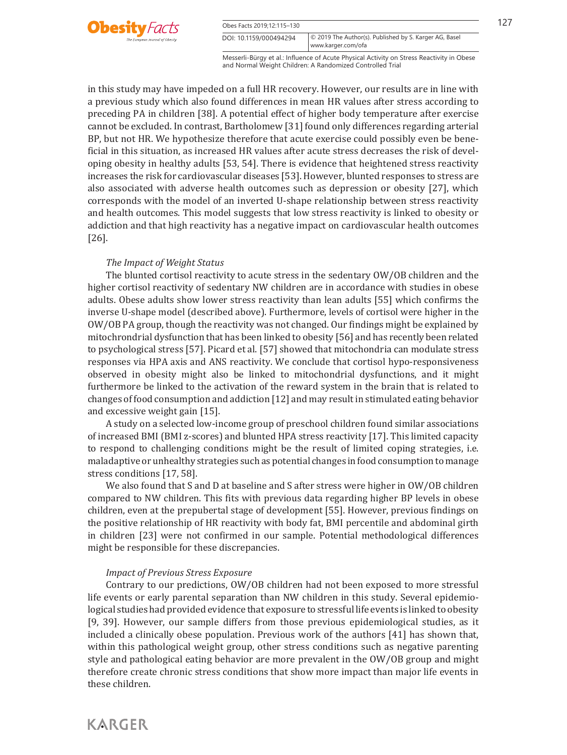in this study may have impeded on a full HR recovery. However, our results are in line with a previous study which also found differences in mean HR values after stress according to preceding PA in children [38]. A potential effect of higher body temperature after exercise cannot be excluded. In contrast, Bartholomew [31] found only differences regarding arterial BP, but not HR. We hypothesize therefore that acute exercise could possibly even be beneficial in this situation, as increased HR values after acute stress decreases the risk of developing obesity in healthy adults [53, 54]. There is evidence that heightened stress reactivity increases the risk for cardiovascular diseases [53]. However, blunted responses to stress are also associated with adverse health outcomes such as depression or obesity [27], which corresponds with the model of an inverted U-shape relationship between stress reactivity and health outcomes. This model suggests that low stress reactivity is linked to obesity or addiction and that high reactivity has a negative impact on cardiovascular health outcomes [26].

*The Impact of Weight Status*

The blunted cortisol reactivity to acute stress in the sedentary OW/OB children and the higher cortisol reactivity of sedentary NW children are in accordance with studies in obese adults. Obese adults show lower stress reactivity than lean adults [55] which confirms the inverse U-shape model (described above). Furthermore, levels of cortisol were higher in the OW/OB PA group, though the reactivity was not changed. Our findings might be explained by mitochrondrial dysfunction that has been linked to obesity [56] and has recently been related to psychological stress [57]. Picard et al. [57] showed that mitochondria can modulate stress responses via HPA axis and ANS reactivity. We conclude that cortisol hypo-responsiveness observed in obesity might also be linked to mitochondrial dysfunctions, and it might furthermore be linked to the activation of the reward system in the brain that is related to changes of food consumption and addiction [12] and may result in stimulated eating behavior and excessive weight gain [15].

A study on a selected low-income group of preschool children found similar associations of increased BMI (BMI z-scores) and blunted HPA stress reactivity [17]. This limited capacity to respond to challenging conditions might be the result of limited coping strategies, i.e. maladaptive or unhealthy strategies such as potential changes in food consumption to manage stress conditions [17, 58].

We also found that S and D at baseline and S after stress were higher in OW/OB children compared to NW children. This fits with previous data regarding higher BP levels in obese children, even at the prepubertal stage of development [55]. However, previous findings on the positive relationship of HR reactivity with body fat, BMI percentile and abdominal girth in children [23] were not confirmed in our sample. Potential methodological differences might be responsible for these discrepancies.

*Impact of Previous Stress Exposure*

Contrary to our predictions, OW/OB children had not been exposed to more stressful life events or early parental separation than NW children in this study. Several epidemiological studies had provided evidence that exposure to stressful life events is linked to obesity [9, 39]. However, our sample differs from those previous epidemiological studies, as it included a clinically obese population. Previous work of the authors [41] has shown that, within this pathological weight group, other stress conditions such as negative parenting style and pathological eating behavior are more prevalent in the OW/OB group and might therefore create chronic stress conditions that show more impact than major life events in these children.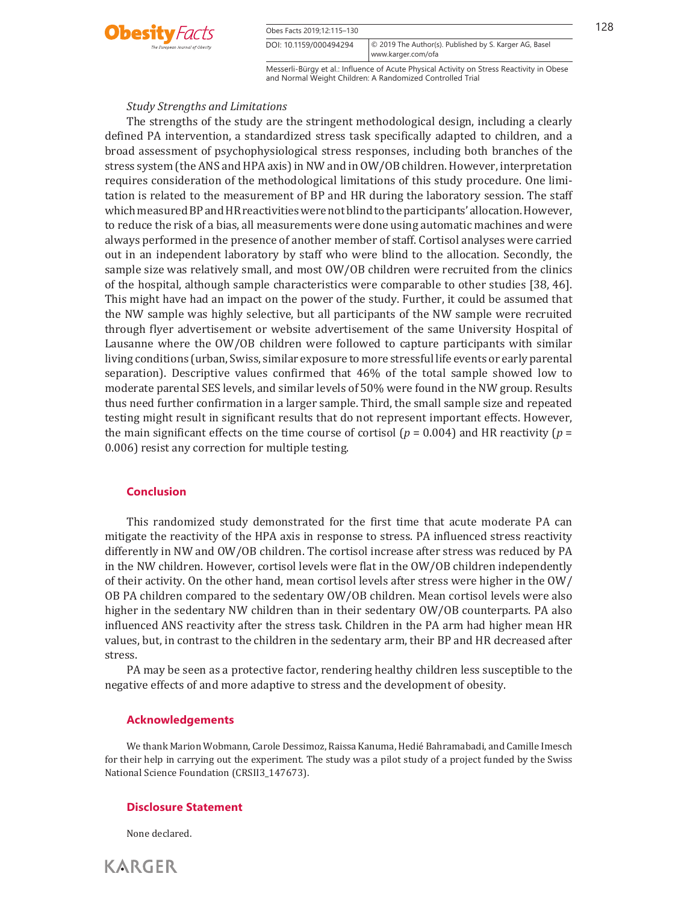### *Study Strengths and Limitations*

The strengths of the study are the stringent methodological design, including a clearly defined PA intervention, a standardized stress task specifically adapted to children, and a broad assessment of psychophysiological stress responses, including both branches of the stress system (the ANS and HPA axis) in NW and in OW/OB children. However, interpretation requires consideration of the methodological limitations of this study procedure. One limitation is related to the measurement of BP and HR during the laboratory session. The staff which measured BP and HR reactivities were not blind to the participants' allocation. However, to reduce the risk of a bias, all measurements were done using automatic machines and were always performed in the presence of another member of staff. Cortisol analyses were carried out in an independent laboratory by staff who were blind to the allocation. Secondly, the sample size was relatively small, and most OW/OB children were recruited from the clinics of the hospital, although sample characteristics were comparable to other studies [38, 46]. This might have had an impact on the power of the study. Further, it could be assumed that the NW sample was highly selective, but all participants of the NW sample were recruited through flyer advertisement or website advertisement of the same University Hospital of Lausanne where the OW/OB children were followed to capture participants with similar living conditions (urban, Swiss, similar exposure to more stressful life events or early parental separation). Descriptive values confirmed that 46% of the total sample showed low to moderate parental SES levels, and similar levels of 50% were found in the NW group. Results thus need further confirmation in a larger sample. Third, the small sample size and repeated testing might result in significant results that do not represent important effects. However, the main significant effects on the time course of cortisol ($p$ = 0.004) and HR reactivity ($p$ = 0.006) resist any correction for multiple testing.

## Conclusion

This randomized study demonstrated for the first time that acute moderate PA can mitigate the reactivity of the HPA axis in response to stress. PA influenced stress reactivity differently in NW and OW/OB children. The cortisol increase after stress was reduced by PA in the NW children. However, cortisol levels were flat in the OW/OB children independently of their activity. On the other hand, mean cortisol levels after stress were higher in the OW/OB PA children compared to the sedentary OW/OB children. Mean cortisol levels were also higher in the sedentary NW children than in their sedentary OW/OB counterparts. PA also influenced ANS reactivity after the stress task. Children in the PA arm had higher mean HR values, but, in contrast to the children in the sedentary arm, their BP and HR decreased after stress.

PA may be seen as a protective factor, rendering healthy children less susceptible to the negative effects of and more adaptive to stress and the development of obesity.

## Acknowledgements

We thank Marion Wobmann, Carole Dessimoz, Raissa Kanuma, Hedié Bahramabadi, and Camille Imesch for their help in carrying out the experiment. The study was a pilot study of a project funded by the Swiss National Science Foundation (CRSII3_147673).

## Disclosure Statement

None declared.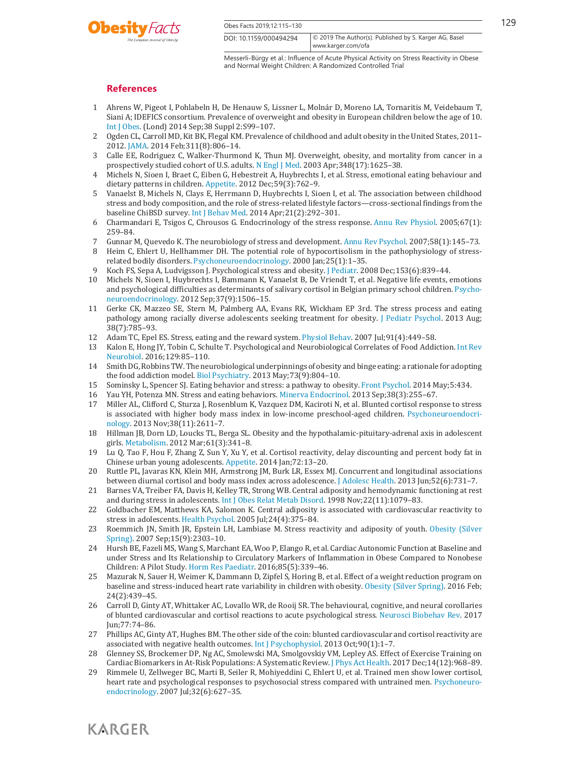## References

1. Ahrens W, Pigeot I, Pohlabeln H, De Henauw S, Lissner L, Molnár D, Moreno LA, Tornaritis M, Veidebaum T, Siani A; IDEFICS consortium. Prevalence of overweight and obesity in European children below the age of 10. Int J Obes. (Lond) 2014 Sep;38 Suppl 2:S99–107.
2. Ogden CL, Carroll MD, Kit BK, Flegal KM. Prevalence of childhood and adult obesity in the United States, 2011–2012. JAMA. 2014 Feb;311(8):806–14.
3. Calle EE, Rodriguez C, Walker-Thurmond K, Thun MJ. Overweight, obesity, and mortality from cancer in a prospectively studied cohort of U.S. adults. N Engl J Med. 2003 Apr;348(17):1625–38.
4. Michels N, Sioen I, Braet C, Eiben G, Hebestreit A, Huybrechts I, et al. Stress, emotional eating behaviour and dietary patterns in children. Appetite. 2012 Dec;59(3):762–9.
5. Vanaelst B, Michels N, Clays E, Herrmann D, Huybrechts I, Sioen I, et al. The association between childhood stress and body composition, and the role of stress-related lifestyle factors—cross-sectional findings from the baseline ChiBSD survey. Int J Behav Med. 2014 Apr;21(2):292–301.
6. Charmandari E, Tsigos C, Chrousos G. Endocrinology of the stress response. Annu Rev Physiol. 2005;67(1): 259–84.
7. Gunnar M, Quevedo K. The neurobiology of stress and development. Annu Rev Psychol. 2007;58(1):145–73.
8. Heim C, Ehlert U, Hellhammer DH. The potential role of hypocortisolism in the pathophysiology of stress-related bodily disorders. Psychoneuroendocrinology. 2000 Jan;25(1):1–35.
9. Koch FS, Sepa A, Ludvigsson J. Psychological stress and obesity. J Pediatr. 2008 Dec;153(6):839–44.
10. Michels N, Sioen I, Huybrechts I, Bammann K, Vanaelst B, De Vriendt T, et al. Negative life events, emotions and psychological difficulties as determinants of salivary cortisol in Belgian primary school children. Psychoneuroendocrinology. 2012 Sep;37(9):1506–15.
11. Gerke CK, Mazzeo SE, Stern M, Palmberg AA, Evans RK, Wickham EP 3rd. The stress process and eating pathology among racially diverse adolescents seeking treatment for obesity. J Pediatr Psychol. 2013 Aug; 38(7):785–93.
12. Adam TC, Epel ES. Stress, eating and the reward system. Physiol Behav. 2007 Jul;91(4):449–58.
13. Kalon E, Hong JY, Tobin C, Schulte T. Psychological and Neurobiological Correlates of Food Addiction. Int Rev Neurobiol. 2016;129:85–110.
14. Smith DG, Robbins TW. The neurobiological underpinnings of obesity and binge eating: a rationale for adopting the food addiction model. Biol Psychiatry. 2013 May;73(9):804–10.
15. Sominsky L, Spencer SJ. Eating behavior and stress: a pathway to obesity. Front Psychol. 2014 May;5:434.
16. Yau YH, Potenza MN. Stress and eating behaviors. Minerva Endocrinol. 2013 Sep;38(3):255–67.
17. Miller AL, Clifford C, Sturza J, Rosenblum K, Vazquez DM, Kaciroti N, et al. Blunted cortisol response to stress is associated with higher body mass index in low-income preschool-aged children. Psychoneuroendocrinology. 2013 Nov;38(11):2611–7.
18. Hillman JB, Dorn LD, Loucks TL, Berga SL. Obesity and the hypothalamic-pituitary-adrenal axis in adolescent girls. Metabolism. 2012 Mar;61(3):341–8.
19. Lu Q, Tao F, Hou F, Zhang Z, Sun Y, Xu Y, et al. Cortisol reactivity, delay discounting and percent body fat in Chinese urban young adolescents. Appetite. 2014 Jan;72:13–20.
20. Ruttle PL, Javaras KN, Klein MH, Armstrong JM, Burk LR, Essex MJ. Concurrent and longitudinal associations between diurnal cortisol and body mass index across adolescence. J Adolesc Health. 2013 Jun;52(6):731–7.
21. Barnes VA, Treiber FA, Davis H, Kelley TR, Strong WB. Central adiposity and hemodynamic functioning at rest and during stress in adolescents. Int J Obes Relat Metab Disord. 1998 Nov;22(11):1079–83.
22. Goldbacher EM, Matthews KA, Salomon K. Central adiposity is associated with cardiovascular reactivity to stress in adolescents. Health Psychol. 2005 Jul;24(4):375–84.
23. Roemmich JN, Smith JR, Epstein LH, Lambiase M. Stress reactivity and adiposity of youth. Obesity (Silver Spring). 2007 Sep;15(9):2303–10.
24. Hursh BE, Fazeli MS, Wang S, Marchant EA, Woo P, Elango R, et al. Cardiac Autonomic Function at Baseline and under Stress and Its Relationship to Circulatory Markers of Inflammation in Obese Compared to Nonobese Children: A Pilot Study. Horm Res Paediatr. 2016;85(5):339–46.
25. Mazurak N, Sauer H, Weimer K, Dammann D, Zipfel S, Horing B, et al. Effect of a weight reduction program on baseline and stress-induced heart rate variability in children with obesity. Obesity (Silver Spring). 2016 Feb; 24(2):439–45.
26. Carroll D, Ginty AT, Whittaker AC, Lovallo WR, de Rooij SR. The behavioural, cognitive, and neural corollaries of blunted cardiovascular and cortisol reactions to acute psychological stress. Neurosci Biobehav Rev. 2017 Jun;77:74–86.
27. Phillips AC, Ginty AT, Hughes BM. The other side of the coin: blunted cardiovascular and cortisol reactivity are associated with negative health outcomes. Int J Psychophysiol. 2013 Oct;90(1):1–7.
28. Glenney SS, Brockemer DP, Ng AC, Smolewski MA, Smolgovskiy VM, Lepley AS. Effect of Exercise Training on Cardiac Biomarkers in At-Risk Populations: A Systematic Review. J Phys Act Health. 2017 Dec;14(12):968–89.
29. Rimmele U, Zellweger BC, Marti B, Seiler R, Mohiyeddini C, Ehlert U, et al. Trained men show lower cortisol, heart rate and psychological responses to psychosocial stress compared with untrained men. Psychoneuroendocrinology. 2007 Jul;32(6):627–35.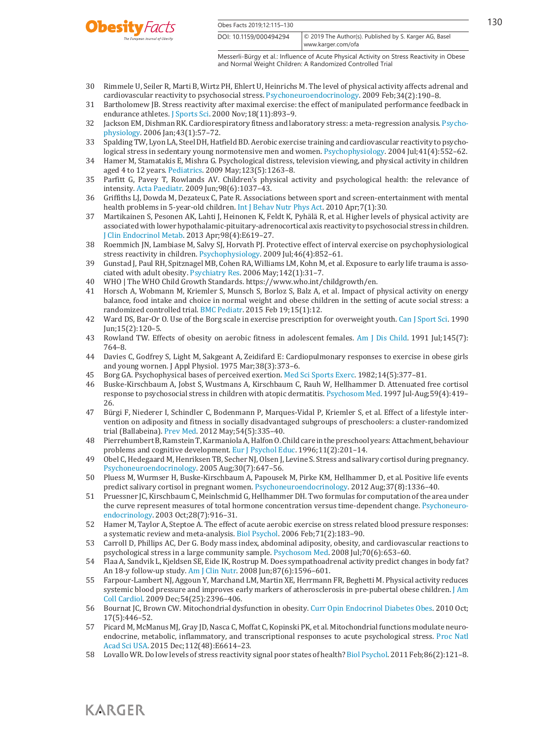30 Rimmele U, Seiler R, Marti B, Wirtz PH, Ehlert U, Heinrichs M. The level of physical activity affects adrenal and cardiovascular reactivity to psychosocial stress. Psychoneuroendocrinology. 2009 Feb;34(2):190–8.
31 Bartholomew JB. Stress reactivity after maximal exercise: the effect of manipulated performance feedback in endurance athletes. J Sports Sci. 2000 Nov;18(11):893–9.
32 Jackson EM, Dishman RK. Cardiorespiratory fitness and laboratory stress: a meta-regression analysis. Psychophysiology. 2006 Jan;43(1):57–72.
33 Spalding TW, Lyon LA, Steel DH, Hatfield BD. Aerobic exercise training and cardiovascular reactivity to psychological stress in sedentary young normotensive men and women. Psychophysiology. 2004 Jul;41(4):552–62.
34 Hamer M, Stamatakis E, Mishra G. Psychological distress, television viewing, and physical activity in children aged 4 to 12 years. Pediatrics. 2009 May;123(5):1263–8.
35 Parfitt G, Pavey T, Rowlands AV. Children's physical activity and psychological health: the relevance of intensity. Acta Paediatr. 2009 Jun;98(6):1037–43.
36 Griffiths LJ, Dowda M, Dezateux C, Pate R. Associations between sport and screen-entertainment with mental health problems in 5-year-old children. Int J Behav Nutr Phys Act. 2010 Apr;7(1):30.
37 Martikainen S, Pesonen AK, Lahti J, Heinonen K, Feldt K, Pyhälä R, et al. Higher levels of physical activity are associated with lower hypothalamic-pituitary-adrenocortical axis reactivity to psychosocial stress in children. J Clin Endocrinol Metab. 2013 Apr;98(4):E619–27.
38 Roemmich JN, Lambiase M, Salvy SJ, Horvath PJ. Protective effect of interval exercise on psychophysiological stress reactivity in children. Psychophysiology. 2009 Jul;46(4):852–61.
39 Gunstad J, Paul RH, Spitznagel MB, Cohen RA, Williams LM, Kohn M, et al. Exposure to early life trauma is associated with adult obesity. Psychiatry Res. 2006 May;142(1):31–7.
40 WHO | The WHO Child Growth Standards. https://www.who.int/childgrowth/en.
41 Horsch A, Wobmann M, Kriemler S, Munsch S, Borloz S, Balz A, et al. Impact of physical activity on energy balance, food intake and choice in normal weight and obese children in the setting of acute social stress: a randomized controlled trial. BMC Pediatr. 2015 Feb 19;15(1):12.
42 Ward DS, Bar-Or O. Use of the Borg scale in exercise prescription for overweight youth. Can J Sport Sci. 1990 Jun;15(2):120–5.
43 Rowland TW. Effects of obesity on aerobic fitness in adolescent females. Am J Dis Child. 1991 Jul;145(7):764–8.
44 Davies C, Godfrey S, Light M, Sakgeant A, Zeidifard E: Cardiopulmonary responses to exercise in obese girls and young wornen. J Appl Physiol. 1975 Mar;38(3):373–6.
45 Borg GA. Psychophysical bases of perceived exertion. Med Sci Sports Exerc. 1982;14(5):377–81.
46 Buske-Kirschbaum A, Jobst S, Wustmans A, Kirschbaum C, Rauh W, Hellhammer D. Attenuated free cortisol response to psychosocial stress in children with atopic dermatitis. Psychosom Med. 1997 Jul-Aug;59(4):419–26.
47 Bürgi F, Niederer I, Schindler C, Bodenmann P, Marques-Vidal P, Kriemler S, et al. Effect of a lifestyle intervention on adiposity and fitness in socially disadvantaged subgroups of preschoolers: a cluster-randomized trial (Ballabeina). Prev Med. 2012 May;54(5):335–40.
48 Pierrehumbert B, Ramstein T, Karmaniola A, Halfon O. Child care in the preschool years: Attachment, behaviour problems and cognitive development. Eur J Psychol Educ. 1996;11(2):201–14.
49 Obel C, Hedegaard M, Henriksen TB, Secher NJ, Olsen J, Levine S. Stress and salivary cortisol during pregnancy. Psychoneuroendocrinology. 2005 Aug;30(7):647–56.
50 Pluess M, Wurmser H, Buske-Kirschbaum A, Papousek M, Pirke KM, Hellhammer D, et al. Positive life events predict salivary cortisol in pregnant women. Psychoneuroendocrinology. 2012 Aug;37(8):1336–40.
51 Pruessner JC, Kirschbaum C, Meinlschmid G, Hellhammer DH. Two formulas for computation of the area under the curve represent measures of total hormone concentration versus time-dependent change. Psychoneuroendocrinology. 2003 Oct;28(7):916–31.
52 Hamer M, Taylor A, Steptoe A. The effect of acute aerobic exercise on stress related blood pressure responses: a systematic review and meta-analysis. Biol Psychol. 2006 Feb;71(2):183–90.
53 Carroll D, Phillips AC, Der G. Body mass index, abdominal adiposity, obesity, and cardiovascular reactions to psychological stress in a large community sample. Psychosom Med. 2008 Jul;70(6):653–60.
54 Flaa A, Sandvik L, Kjeldsen SE, Eide IK, Rostrup M. Does sympathoadrenal activity predict changes in body fat? An 18-y follow-up study. Am J Clin Nutr. 2008 Jun;87(6):1596–601.
55 Farpour-Lambert NJ, Aggoun Y, Marchand LM, Martin XE, Herrmann FR, Beghetti M. Physical activity reduces systemic blood pressure and improves early markers of atherosclerosis in pre-pubertal obese children. J Am Coll Cardiol. 2009 Dec;54(25):2396–406.
56 Bournat JC, Brown CW. Mitochondrial dysfunction in obesity. Curr Opin Endocrinol Diabetes Obes. 2010 Oct;17(5):446–52.
57 Picard M, McManus MJ, Gray JD, Nasca C, Moffat C, Kopinski PK, et al. Mitochondrial functions modulate neuroendocrine, metabolic, inflammatory, and transcriptional responses to acute psychological stress. Proc Natl Acad Sci USA. 2015 Dec;112(48):E6614–23.
58 Lovallo WR. Do low levels of stress reactivity signal poor states of health? Biol Psychol. 2011 Feb;86(2):121–8.